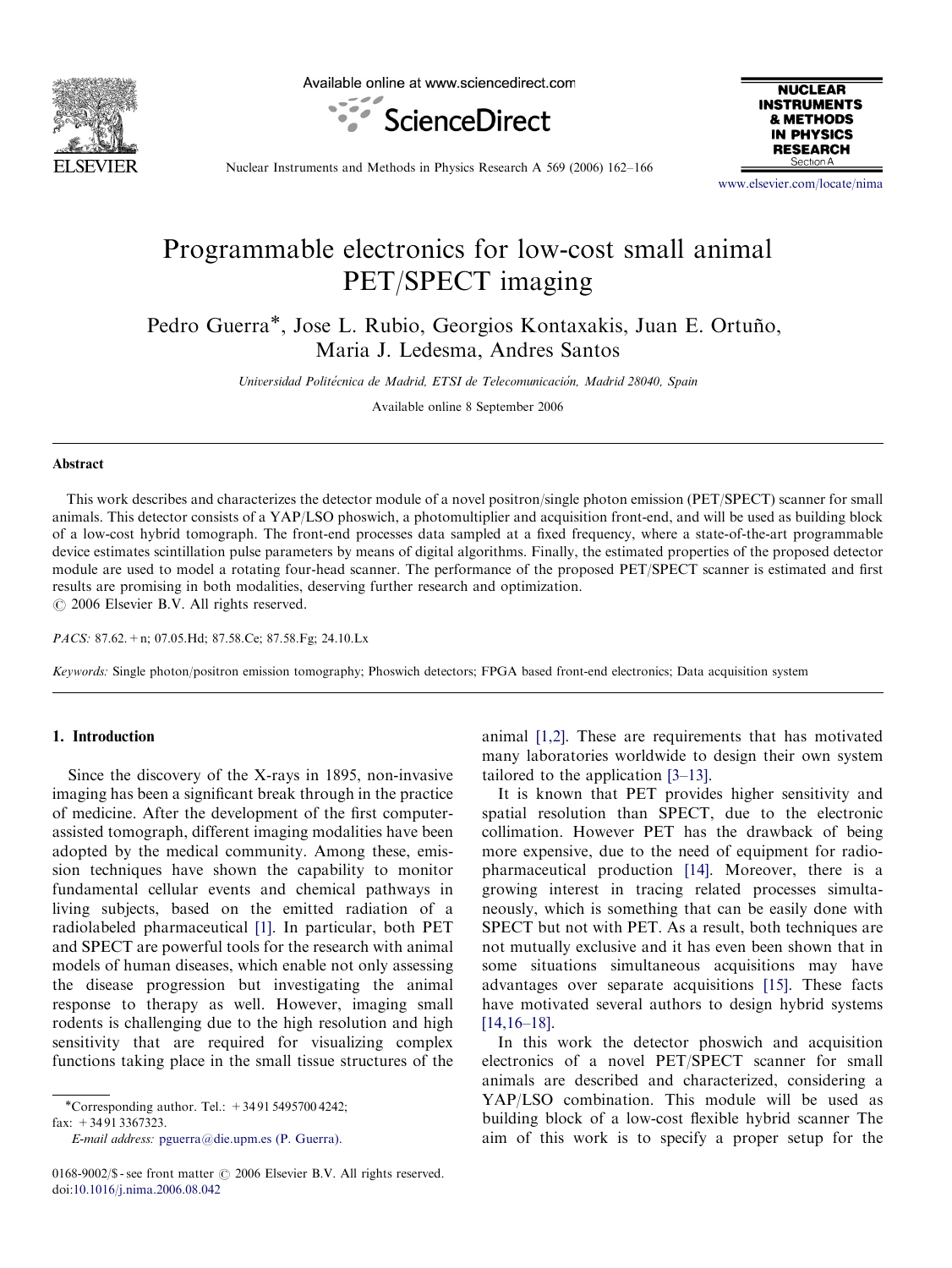# Programmable electronics for low-cost small animal PET/SPECT imaging

Pedro Guerra*, Jose L. Rubio, Georgios Kontaxakis, Juan E. Ortuño, Maria J. Ledesma, Andres Santos

*Universidad Politécnica de Madrid, ETSI de Telecomunicación, Madrid 28040, Spain*

Available online 8 September 2006

## Abstract

This work describes and characterizes the detector module of a novel positron/single photon emission (PET/SPECT) scanner for small animals. This detector consists of a YAP/LSO phoswich, a photomultiplier and acquisition front-end, and will be used as building block of a low-cost hybrid tomograph. The front-end processes data sampled at a fixed frequency, where a state-of-the-art programmable device estimates scintillation pulse parameters by means of digital algorithms. Finally, the estimated properties of the proposed detector module are used to model a rotating four-head scanner. The performance of the proposed PET/SPECT scanner is estimated and first results are promising in both modalities, deserving further research and optimization.

© 2006 Elsevier B.V. All rights reserved.

*PACS:* 87.62.+n; 07.05.Hd; 87.58.Ce; 87.58.Fg; 24.10.Lx

*Keywords:* Single photon/positron emission tomography; Phoswich detectors; FPGA based front-end electronics; Data acquisition system

## 1. Introduction

Since the discovery of the X-rays in 1895, non-invasive imaging has been a significant break through in the practice of medicine. After the development of the first computer-assisted tomograph, different imaging modalities have been adopted by the medical community. Among these, emission techniques have shown the capability to monitor fundamental cellular events and chemical pathways in living subjects, based on the emitted radiation of a radiolabeled pharmaceutical [1]. In particular, both PET and SPECT are powerful tools for the research with animal models of human diseases, which enable not only assessing the disease progression but investigating the animal response to therapy as well. However, imaging small rodents is challenging due to the high resolution and high sensitivity that are required for visualizing complex functions taking place in the small tissue structures of the animal [1,2]. These are requirements that has motivated many laboratories worldwide to design their own system tailored to the application [3–13].

It is known that PET provides higher sensitivity and spatial resolution than SPECT, due to the electronic collimation. However PET has the drawback of being more expensive, due to the need of equipment for radiopharmaceutical production [14]. Moreover, there is a growing interest in tracing related processes simultaneously, which is something that can be easily done with SPECT but not with PET. As a result, both techniques are not mutually exclusive and it has even been shown that in some situations simultaneous acquisitions may have advantages over separate acquisitions [15]. These facts have motivated several authors to design hybrid systems [14,16–18].

In this work the detector phoswich and acquisition electronics of a novel PET/SPECT scanner for small animals are described and characterized, considering a YAP/LSO combination. This module will be used as building block of a low-cost flexible hybrid scanner The aim of this work is to specify a proper setup for the

*Corresponding author. Tel.: +34 91 5495700 4242; fax: +34 91 3367323.
*E-mail address:* pguerra@die.upm.es (P. Guerra).

0168-9002/$ - see front matter © 2006 Elsevier B.V. All rights reserved.
doi:10.1016/j.nima.2006.08.042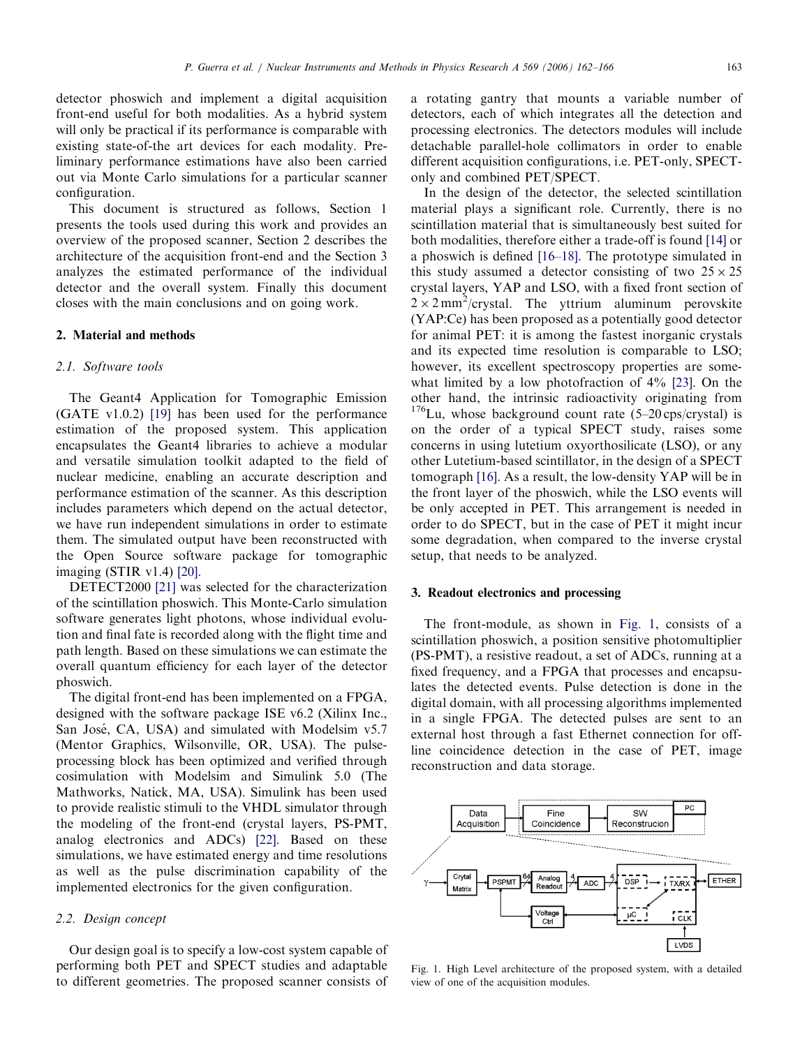detector phoswich and implement a digital acquisition front-end useful for both modalities. As a hybrid system will only be practical if its performance is comparable with existing state-of-the art devices for each modality. Preliminary performance estimations have also been carried out via Monte Carlo simulations for a particular scanner configuration.

This document is structured as follows, Section 1 presents the tools used during this work and provides an overview of the proposed scanner, Section 2 describes the architecture of the acquisition front-end and the Section 3 analyzes the estimated performance of the individual detector and the overall system. Finally this document closes with the main conclusions and on going work.

## 2. Material and methods

### 2.1. Software tools

The Geant4 Application for Tomographic Emission (GATE v1.0.2) [19] has been used for the performance estimation of the proposed system. This application encapsulates the Geant4 libraries to achieve a modular and versatile simulation toolkit adapted to the field of nuclear medicine, enabling an accurate description and performance estimation of the scanner. As this description includes parameters which depend on the actual detector, we have run independent simulations in order to estimate them. The simulated output have been reconstructed with the Open Source software package for tomographic imaging (STIR v1.4) [20].

DETECT2000 [21] was selected for the characterization of the scintillation phoswich. This Monte-Carlo simulation software generates light photons, whose individual evolution and final fate is recorded along with the flight time and path length. Based on these simulations we can estimate the overall quantum efficiency for each layer of the detector phoswich.

The digital front-end has been implemented on a FPGA, designed with the software package ISE v6.2 (Xilinx Inc., San José, CA, USA) and simulated with Modelsim v5.7 (Mentor Graphics, Wilsonville, OR, USA). The pulse-processing block has been optimized and verified through cosimulation with Modelsim and Simulink 5.0 (The Mathworks, Natick, MA, USA). Simulink has been used to provide realistic stimuli to the VHDL simulator through the modeling of the front-end (crystal layers, PS-PMT, analog electronics and ADCs) [22]. Based on these simulations, we have estimated energy and time resolutions as well as the pulse discrimination capability of the implemented electronics for the given configuration.

### 2.2. Design concept

Our design goal is to specify a low-cost system capable of performing both PET and SPECT studies and adaptable to different geometries. The proposed scanner consists of a rotating gantry that mounts a variable number of detectors, each of which integrates all the detection and processing electronics. The detectors modules will include detachable parallel-hole collimators in order to enable different acquisition configurations, i.e. PET-only, SPECT-only and combined PET/SPECT.

In the design of the detector, the selected scintillation material plays a significant role. Currently, there is no scintillation material that is simultaneously best suited for both modalities, therefore either a trade-off is found [14] or a phoswich is defined [16–18]. The prototype simulated in this study assumed a detector consisting of two $25 \times 25$ crystal layers, YAP and LSO, with a fixed front section of $2 \times 2\,\text{mm}^2$/crystal. The yttrium aluminum perovskite (YAP:Ce) has been proposed as a potentially good detector for animal PET: it is among the fastest inorganic crystals and its expected time resolution is comparable to LSO; however, its excellent spectroscopy properties are somewhat limited by a low photofraction of 4% [23]. On the other hand, the intrinsic radioactivity originating from $^{176}$Lu, whose background count rate (5–20 cps/crystal) is on the order of a typical SPECT study, raises some concerns in using lutetium oxyorthosilicate (LSO), or any other Lutetium-based scintillator, in the design of a SPECT tomograph [16]. As a result, the low-density YAP will be in the front layer of the phoswich, while the LSO events will be only accepted in PET. This arrangement is needed in order to do SPECT, but in the case of PET it might incur some degradation, when compared to the inverse crystal setup, that needs to be analyzed.

## 3. Readout electronics and processing

The front-module, as shown in Fig. 1, consists of a scintillation phoswich, a position sensitive photomultiplier (PS-PMT), a resistive readout, a set of ADCs, running at a fixed frequency, and a FPGA that processes and encapsulates the detected events. Pulse detection is done in the digital domain, with all processing algorithms implemented in a single FPGA. The detected pulses are sent to an external host through a fast Ethernet connection for off-line coincidence detection in the case of PET, image reconstruction and data storage.

Fig. 1. High Level architecture of the proposed system, with a detailed view of one of the acquisition modules.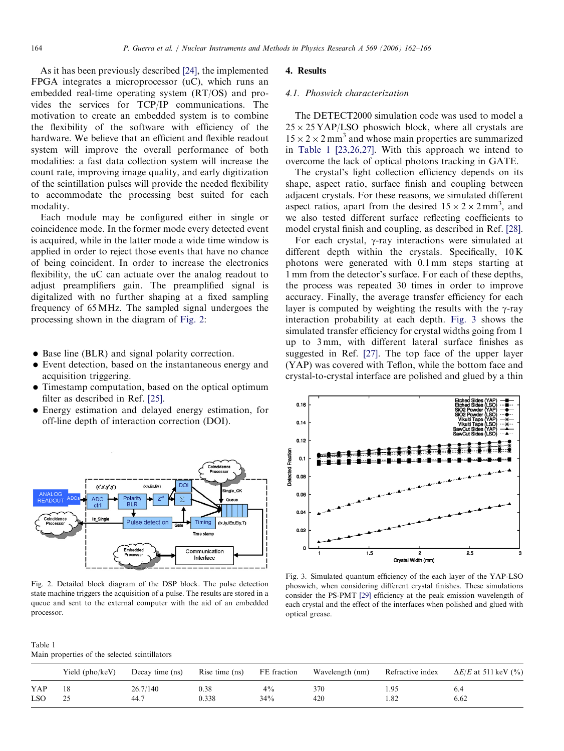As it has been previously described [24], the implemented FPGA integrates a microprocessor (uC), which runs an embedded real-time operating system (RT/OS) and provides the services for TCP/IP communications. The motivation to create an embedded system is to combine the flexibility of the software with efficiency of the hardware. We believe that an efficient and flexible readout system will improve the overall performance of both modalities: a fast data collection system will increase the count rate, improving image quality, and early digitization of the scintillation pulses will provide the needed flexibility to accommodate the processing best suited for each modality.

Each module may be configured either in single or coincidence mode. In the former mode every detected event is acquired, while in the latter mode a wide time window is applied in order to reject those events that have no chance of being coincident. In order to increase the electronics flexibility, the uC can actuate over the analog readout to adjust preamplifiers gain. The preamplified signal is digitalized with no further shaping at a fixed sampling frequency of 65 MHz. The sampled signal undergoes the processing shown in the diagram of Fig. 2:

- Base line (BLR) and signal polarity correction.
- Event detection, based on the instantaneous energy and acquisition triggering.
- Timestamp computation, based on the optical optimum filter as described in Ref. [25].
- Energy estimation and delayed energy estimation, for off-line depth of interaction correction (DOI).

Fig. 2. Detailed block diagram of the DSP block. The pulse detection state machine triggers the acquisition of a pulse. The results are stored in a queue and sent to the external computer with the aid of an embedded processor.

## 4. Results

### 4.1. Phoswich characterization

The DETECT2000 simulation code was used to model a $25 \times 25$ YAP/LSO phoswich block, where all crystals are $15 \times 2 \times 2\,\text{mm}^3$ and whose main properties are summarized in Table 1 [23,26,27]. With this approach we intend to overcome the lack of optical photons tracking in GATE.

The crystal's light collection efficiency depends on its shape, aspect ratio, surface finish and coupling between adjacent crystals. For these reasons, we simulated different aspect ratios, apart from the desired $15 \times 2 \times 2\,\text{mm}^3$, and we also tested different surface reflecting coefficients to model crystal finish and coupling, as described in Ref. [28].

For each crystal, γ-ray interactions were simulated at different depth within the crystals. Specifically, 10 K photons were generated with 0.1 mm steps starting at 1 mm from the detector's surface. For each of these depths, the process was repeated 30 times in order to improve accuracy. Finally, the average transfer efficiency for each layer is computed by weighting the results with the γ-ray interaction probability at each depth. Fig. 3 shows the simulated transfer efficiency for crystal widths going from 1 up to 3 mm, with different lateral surface finishes as suggested in Ref. [27]. The top face of the upper layer (YAP) was covered with Teflon, while the bottom face and crystal-to-crystal interface are polished and glued by a thin

Fig. 3. Simulated quantum efficiency of the each layer of the YAP-LSO phoswich, when considering different crystal finishes. These simulations consider the PS-PMT [29] efficiency at the peak emission wavelength of each crystal and the effect of the interfaces when polished and glued with optical grease.

Table 1
Main properties of the selected scintillators

| | Yield (pho/keV) | Decay time (ns) | Rise time (ns) | FE fraction | Wavelength (nm) | Refractive index | $\Delta E/E$ at 511 keV (%) |
|---|---|---|---|---|---|---|---|
| YAP | 18 | 26.7/140 | 0.38 | 4% | 370 | 1.95 | 6.4 |
| LSO | 25 | 44.7 | 0.338 | 34% | 420 | 1.82 | 6.62 |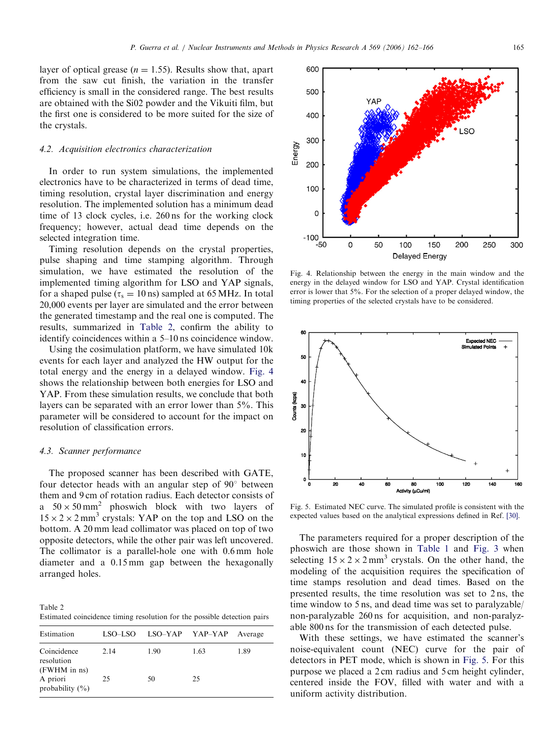layer of optical grease ($n = 1.55$). Results show that, apart from the saw cut finish, the variation in the transfer efficiency is small in the considered range. The best results are obtained with the Si02 powder and the Vikuiti film, but the first one is considered to be more suited for the size of the crystals.

### 4.2. Acquisition electronics characterization

In order to run system simulations, the implemented electronics have to be characterized in terms of dead time, timing resolution, crystal layer discrimination and energy resolution. The implemented solution has a minimum dead time of 13 clock cycles, i.e. 260 ns for the working clock frequency; however, actual dead time depends on the selected integration time.

Timing resolution depends on the crystal properties, pulse shaping and time stamping algorithm. Through simulation, we have estimated the resolution of the implemented timing algorithm for LSO and YAP signals, for a shaped pulse ($\tau_s = 10$ ns) sampled at 65 MHz. In total 20,000 events per layer are simulated and the error between the generated timestamp and the real one is computed. The results, summarized in Table 2, confirm the ability to identify coincidences within a 5–10 ns coincidence window.

Using the cosimulation platform, we have simulated 10k events for each layer and analyzed the HW output for the total energy and the energy in a delayed window. Fig. 4 shows the relationship between both energies for LSO and YAP. From these simulation results, we conclude that both layers can be separated with an error lower than 5%. This parameter will be considered to account for the impact on resolution of classification errors.

### 4.3. Scanner performance

The proposed scanner has been described with GATE, four detector heads with an angular step of 90° between them and 9 cm of rotation radius. Each detector consists of a $50 \times 50\,\text{mm}^2$ phoswich block with two layers of $15 \times 2 \times 2\,\text{mm}^3$ crystals: YAP on the top and LSO on the bottom. A 20 mm lead collimator was placed on top of two opposite detectors, while the other pair was left uncovered. The collimator is a parallel-hole one with 0.6 mm hole diameter and a 0.15 mm gap between the hexagonally arranged holes.

Table 2
Estimated coincidence timing resolution for the possible detection pairs

| Estimation | LSO–LSO | LSO–YAP | YAP–YAP | Average |
|---|---|---|---|---|
| Coincidence resolution (FWHM in ns) | 2.14 | 1.90 | 1.63 | 1.89 |
| A priori probability (%) | 25 | 50 | 25 | |

Fig. 4. Relationship between the energy in the main window and the energy in the delayed window for LSO and YAP. Crystal identification error is lower that 5%. For the selection of a proper delayed window, the timing properties of the selected crystals have to be considered.

Fig. 5. Estimated NEC curve. The simulated profile is consistent with the expected values based on the analytical expressions defined in Ref. [30].

The parameters required for a proper description of the phoswich are those shown in Table 1 and Fig. 3 when selecting $15 \times 2 \times 2\,\text{mm}^3$ crystals. On the other hand, the modeling of the acquisition requires the specification of time stamps resolution and dead times. Based on the presented results, the time resolution was set to 2 ns, the time window to 5 ns, and dead time was set to paralyzable/non-paralyzable 260 ns for acquisition, and non-paralyzable 800 ns for the transmission of each detected pulse.

With these settings, we have estimated the scanner's noise-equivalent count (NEC) curve for the pair of detectors in PET mode, which is shown in Fig. 5. For this purpose we placed a 2 cm radius and 5 cm height cylinder, centered inside the FOV, filled with water and with a uniform activity distribution.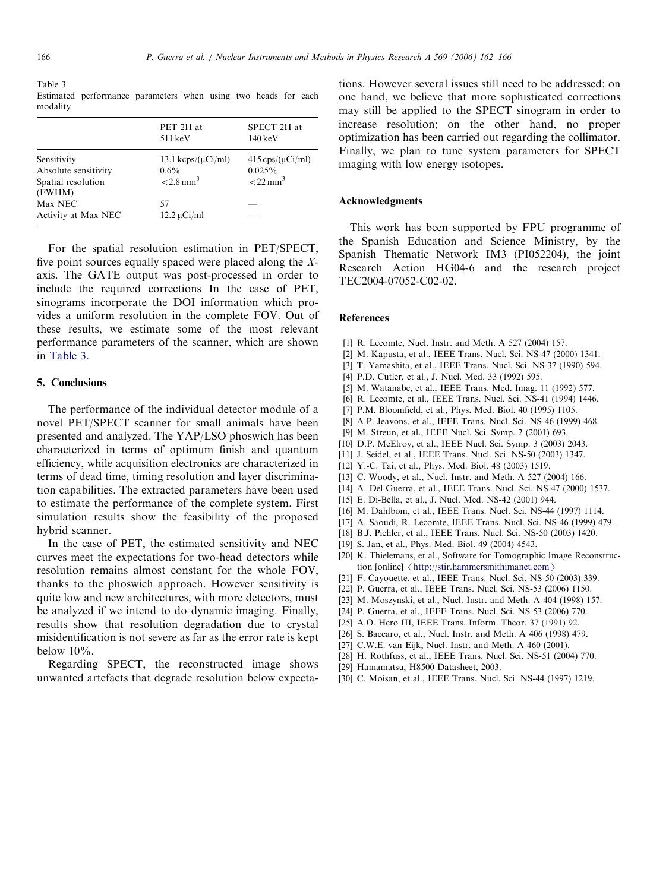Table 3
Estimated performance parameters when using two heads for each modality

| | PET 2H at 511 keV | SPECT 2H at 140 keV |
|---|---|---|
| Sensitivity | 13.1 kcps/(μCi/ml) | 415 cps/(μCi/ml) |
| Absolute sensitivity | 0.6% | 0.025% |
| Spatial resolution (FWHM) | $<2.8\,\text{mm}^3$ | $<22\,\text{mm}^3$ |
| Max NEC | 57 | — |
| Activity at Max NEC | 12.2 μCi/ml | — |

For the spatial resolution estimation in PET/SPECT, five point sources equally spaced were placed along the $X$-axis. The GATE output was post-processed in order to include the required corrections In the case of PET, sinograms incorporate the DOI information which provides a uniform resolution in the complete FOV. Out of these results, we estimate some of the most relevant performance parameters of the scanner, which are shown in Table 3.

## 5. Conclusions

The performance of the individual detector module of a novel PET/SPECT scanner for small animals have been presented and analyzed. The YAP/LSO phoswich has been characterized in terms of optimum finish and quantum efficiency, while acquisition electronics are characterized in terms of dead time, timing resolution and layer discrimination capabilities. The extracted parameters have been used to estimate the performance of the complete system. First simulation results show the feasibility of the proposed hybrid scanner.

In the case of PET, the estimated sensitivity and NEC curves meet the expectations for two-head detectors while resolution remains almost constant for the whole FOV, thanks to the phoswich approach. However sensitivity is quite low and new architectures, with more detectors, must be analyzed if we intend to do dynamic imaging. Finally, results show that resolution degradation due to crystal misidentification is not severe as far as the error rate is kept below 10%.

Regarding SPECT, the reconstructed image shows unwanted artefacts that degrade resolution below expectations. However several issues still need to be addressed: on one hand, we believe that more sophisticated corrections may still be applied to the SPECT sinogram in order to increase resolution; on the other hand, no proper optimization has been carried out regarding the collimator. Finally, we plan to tune system parameters for SPECT imaging with low energy isotopes.

## Acknowledgments

This work has been supported by FPU programme of the Spanish Education and Science Ministry, by the Spanish Thematic Network IM3 (PI052204), the joint Research Action HG04-6 and the research project TEC2004-07052-C02-02.

## References

[1] R. Lecomte, Nucl. Instr. and Meth. A 527 (2004) 157.
[2] M. Kapusta, et al., IEEE Trans. Nucl. Sci. NS-47 (2000) 1341.
[3] T. Yamashita, et al., IEEE Trans. Nucl. Sci. NS-37 (1990) 594.
[4] P.D. Cutler, et al., J. Nucl. Med. 33 (1992) 595.
[5] M. Watanabe, et al., IEEE Trans. Med. Imag. 11 (1992) 577.
[6] R. Lecomte, et al., IEEE Trans. Nucl. Sci. NS-41 (1994) 1446.
[7] P.M. Bloomfield, et al., Phys. Med. Biol. 40 (1995) 1105.
[8] A.P. Jeavons, et al., IEEE Trans. Nucl. Sci. NS-46 (1999) 468.
[9] M. Streun, et al., IEEE Nucl. Sci. Symp. 2 (2001) 693.
[10] D.P. McElroy, et al., IEEE Nucl. Sci. Symp. 3 (2003) 2043.
[11] J. Seidel, et al., IEEE Trans. Nucl. Sci. NS-50 (2003) 1347.
[12] Y.-C. Tai, et al., Phys. Med. Biol. 48 (2003) 1519.
[13] C. Woody, et al., Nucl. Instr. and Meth. A 527 (2004) 166.
[14] A. Del Guerra, et al., IEEE Trans. Nucl. Sci. NS-47 (2000) 1537.
[15] E. Di-Bella, et al., J. Nucl. Med. NS-42 (2001) 944.
[16] M. Dahlbom, et al., IEEE Trans. Nucl. Sci. NS-44 (1997) 1114.
[17] A. Saoudi, R. Lecomte, IEEE Trans. Nucl. Sci. NS-46 (1999) 479.
[18] B.J. Pichler, et al., IEEE Trans. Nucl. Sci. NS-50 (2003) 1420.
[19] S. Jan, et al., Phys. Med. Biol. 49 (2004) 4543.
[20] K. Thielemans, et al., Software for Tomographic Image Reconstruction [online] ⟨http://stir.hammersmithimanet.com⟩
[21] F. Cayouette, et al., IEEE Trans. Nucl. Sci. NS-50 (2003) 339.
[22] P. Guerra, et al., IEEE Trans. Nucl. Sci. NS-53 (2006) 1150.
[23] M. Moszynski, et al., Nucl. Instr. and Meth. A 404 (1998) 157.
[24] P. Guerra, et al., IEEE Trans. Nucl. Sci. NS-53 (2006) 770.
[25] A.O. Hero III, IEEE Trans. Inform. Theor. 37 (1991) 92.
[26] S. Baccaro, et al., Nucl. Instr. and Meth. A 406 (1998) 479.
[27] C.W.E. van Eijk, Nucl. Instr. and Meth. A 460 (2001).
[28] H. Rothfuss, et al., IEEE Trans. Nucl. Sci. NS-51 (2004) 770.
[29] Hamamatsu, H8500 Datasheet, 2003.
[30] C. Moisan, et al., IEEE Trans. Nucl. Sci. NS-44 (1997) 1219.